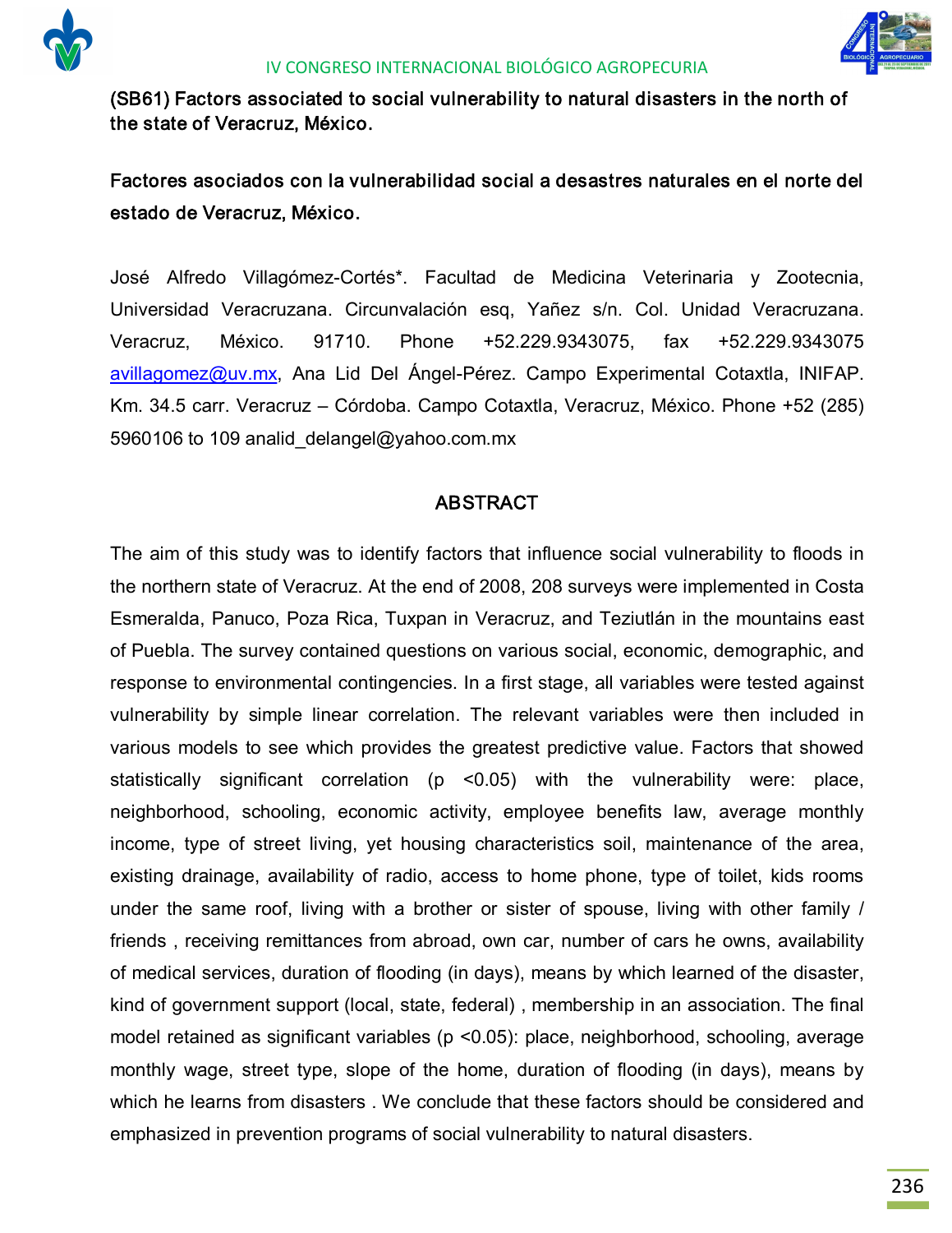# (SB61) Factors associated to social vulnerability to natural disasters in the north of the state of Veracruz, México.

## Factores asociados con la vulnerabilidad social a desastres naturales en el norte del estado de Veracruz, México.

José Alfredo Villagómez-Cortés*. Facultad de Medicina Veterinaria y Zootecnia, Universidad Veracruzana. Circunvalación esq, Yañez s/n. Col. Unidad Veracruzana. Veracruz, México. 91710. Phone +52.229.9343075, fax +52.229.9343075 avillagomez@uv.mx, Ana Lid Del Ángel-Pérez. Campo Experimental Cotaxtla, INIFAP. Km. 34.5 carr. Veracruz – Córdoba. Campo Cotaxtla, Veracruz, México. Phone +52 (285) 5960106 to 109 analid_delangel@yahoo.com.mx

## ABSTRACT

The aim of this study was to identify factors that influence social vulnerability to floods in the northern state of Veracruz. At the end of 2008, 208 surveys were implemented in Costa Esmeralda, Panuco, Poza Rica, Tuxpan in Veracruz, and Teziutlán in the mountains east of Puebla. The survey contained questions on various social, economic, demographic, and response to environmental contingencies. In a first stage, all variables were tested against vulnerability by simple linear correlation. The relevant variables were then included in various models to see which provides the greatest predictive value. Factors that showed statistically significant correlation ($p < 0.05$) with the vulnerability were: place, neighborhood, schooling, economic activity, employee benefits law, average monthly income, type of street living, yet housing characteristics soil, maintenance of the area, existing drainage, availability of radio, access to home phone, type of toilet, kids rooms under the same roof, living with a brother or sister of spouse, living with other family / friends , receiving remittances from abroad, own car, number of cars he owns, availability of medical services, duration of flooding (in days), means by which learned of the disaster, kind of government support (local, state, federal) , membership in an association. The final model retained as significant variables ($p < 0.05$): place, neighborhood, schooling, average monthly wage, street type, slope of the home, duration of flooding (in days), means by which he learns from disasters . We conclude that these factors should be considered and emphasized in prevention programs of social vulnerability to natural disasters.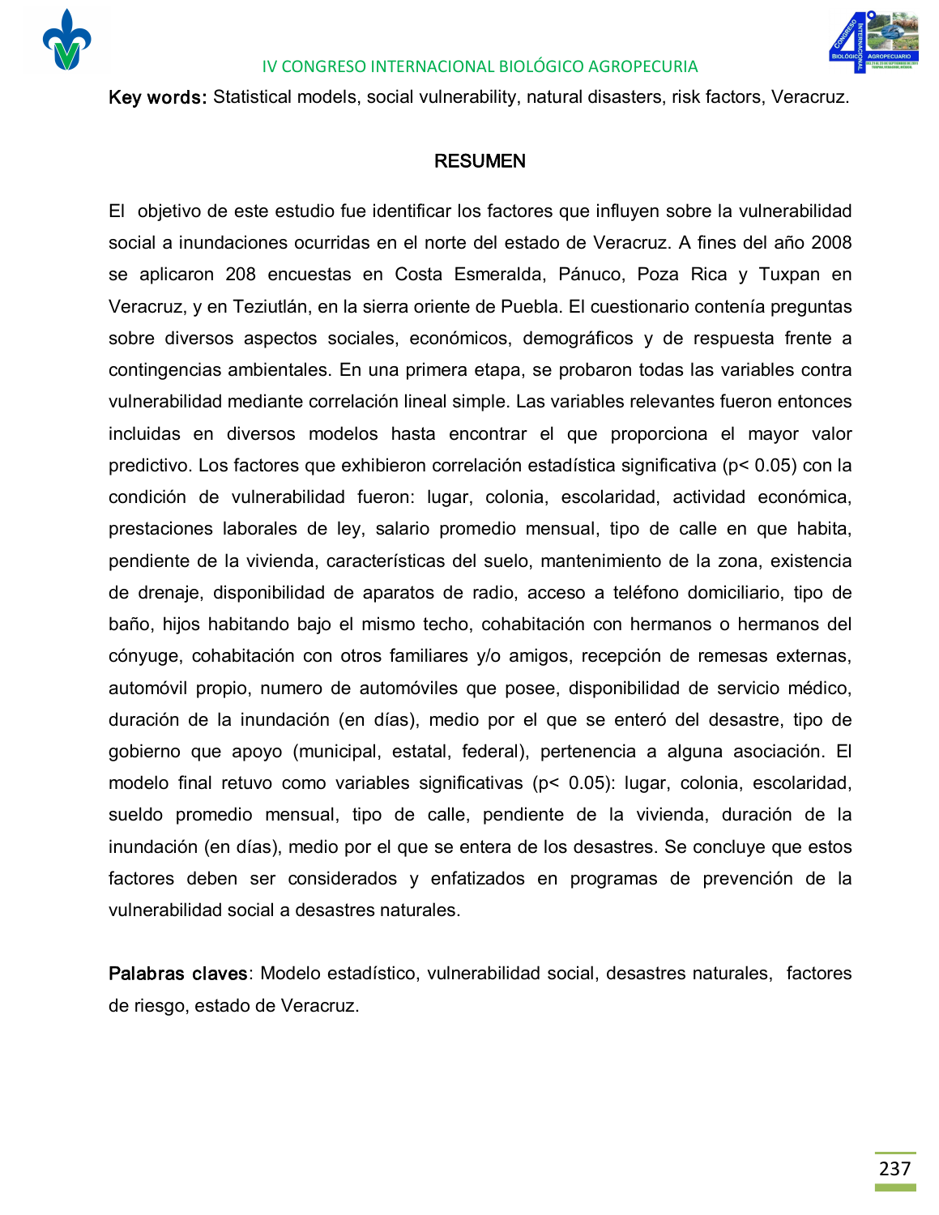**Key words:** Statistical models, social vulnerability, natural disasters, risk factors, Veracruz.

## RESUMEN

El objetivo de este estudio fue identificar los factores que influyen sobre la vulnerabilidad social a inundaciones ocurridas en el norte del estado de Veracruz. A fines del año 2008 se aplicaron 208 encuestas en Costa Esmeralda, Pánuco, Poza Rica y Tuxpan en Veracruz, y en Teziutlán, en la sierra oriente de Puebla. El cuestionario contenía preguntas sobre diversos aspectos sociales, económicos, demográficos y de respuesta frente a contingencias ambientales. En una primera etapa, se probaron todas las variables contra vulnerabilidad mediante correlación lineal simple. Las variables relevantes fueron entonces incluidas en diversos modelos hasta encontrar el que proporciona el mayor valor predictivo. Los factores que exhibieron correlación estadística significativa ($p < 0.05$) con la condición de vulnerabilidad fueron: lugar, colonia, escolaridad, actividad económica, prestaciones laborales de ley, salario promedio mensual, tipo de calle en que habita, pendiente de la vivienda, características del suelo, mantenimiento de la zona, existencia de drenaje, disponibilidad de aparatos de radio, acceso a teléfono domiciliario, tipo de baño, hijos habitando bajo el mismo techo, cohabitación con hermanos o hermanos del cónyuge, cohabitación con otros familiares y/o amigos, recepción de remesas externas, automóvil propio, numero de automóviles que posee, disponibilidad de servicio médico, duración de la inundación (en días), medio por el que se enteró del desastre, tipo de gobierno que apoyo (municipal, estatal, federal), pertenencia a alguna asociación. El modelo final retuvo como variables significativas ($p < 0.05$): lugar, colonia, escolaridad, sueldo promedio mensual, tipo de calle, pendiente de la vivienda, duración de la inundación (en días), medio por el que se entera de los desastres. Se concluye que estos factores deben ser considerados y enfatizados en programas de prevención de la vulnerabilidad social a desastres naturales.

**Palabras claves**: Modelo estadístico, vulnerabilidad social, desastres naturales, factores de riesgo, estado de Veracruz.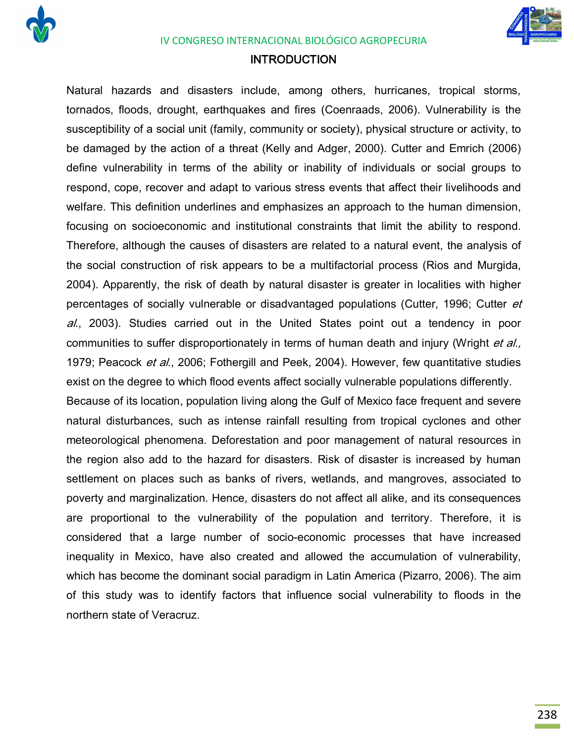## INTRODUCTION

Natural hazards and disasters include, among others, hurricanes, tropical storms, tornados, floods, drought, earthquakes and fires (Coenraads, 2006). Vulnerability is the susceptibility of a social unit (family, community or society), physical structure or activity, to be damaged by the action of a threat (Kelly and Adger, 2000). Cutter and Emrich (2006) define vulnerability in terms of the ability or inability of individuals or social groups to respond, cope, recover and adapt to various stress events that affect their livelihoods and welfare. This definition underlines and emphasizes an approach to the human dimension, focusing on socioeconomic and institutional constraints that limit the ability to respond. Therefore, although the causes of disasters are related to a natural event, the analysis of the social construction of risk appears to be a multifactorial process (Rios and Murgida, 2004). Apparently, the risk of death by natural disaster is greater in localities with higher percentages of socially vulnerable or disadvantaged populations (Cutter, 1996; Cutter *et al*., 2003). Studies carried out in the United States point out a tendency in poor communities to suffer disproportionately in terms of human death and injury (Wright *et al.,* 1979; Peacock *et al*., 2006; Fothergill and Peek, 2004). However, few quantitative studies exist on the degree to which flood events affect socially vulnerable populations differently.

Because of its location, population living along the Gulf of Mexico face frequent and severe natural disturbances, such as intense rainfall resulting from tropical cyclones and other meteorological phenomena. Deforestation and poor management of natural resources in the region also add to the hazard for disasters. Risk of disaster is increased by human settlement on places such as banks of rivers, wetlands, and mangroves, associated to poverty and marginalization. Hence, disasters do not affect all alike, and its consequences are proportional to the vulnerability of the population and territory. Therefore, it is considered that a large number of socio-economic processes that have increased inequality in Mexico, have also created and allowed the accumulation of vulnerability, which has become the dominant social paradigm in Latin America (Pizarro, 2006). The aim of this study was to identify factors that influence social vulnerability to floods in the northern state of Veracruz.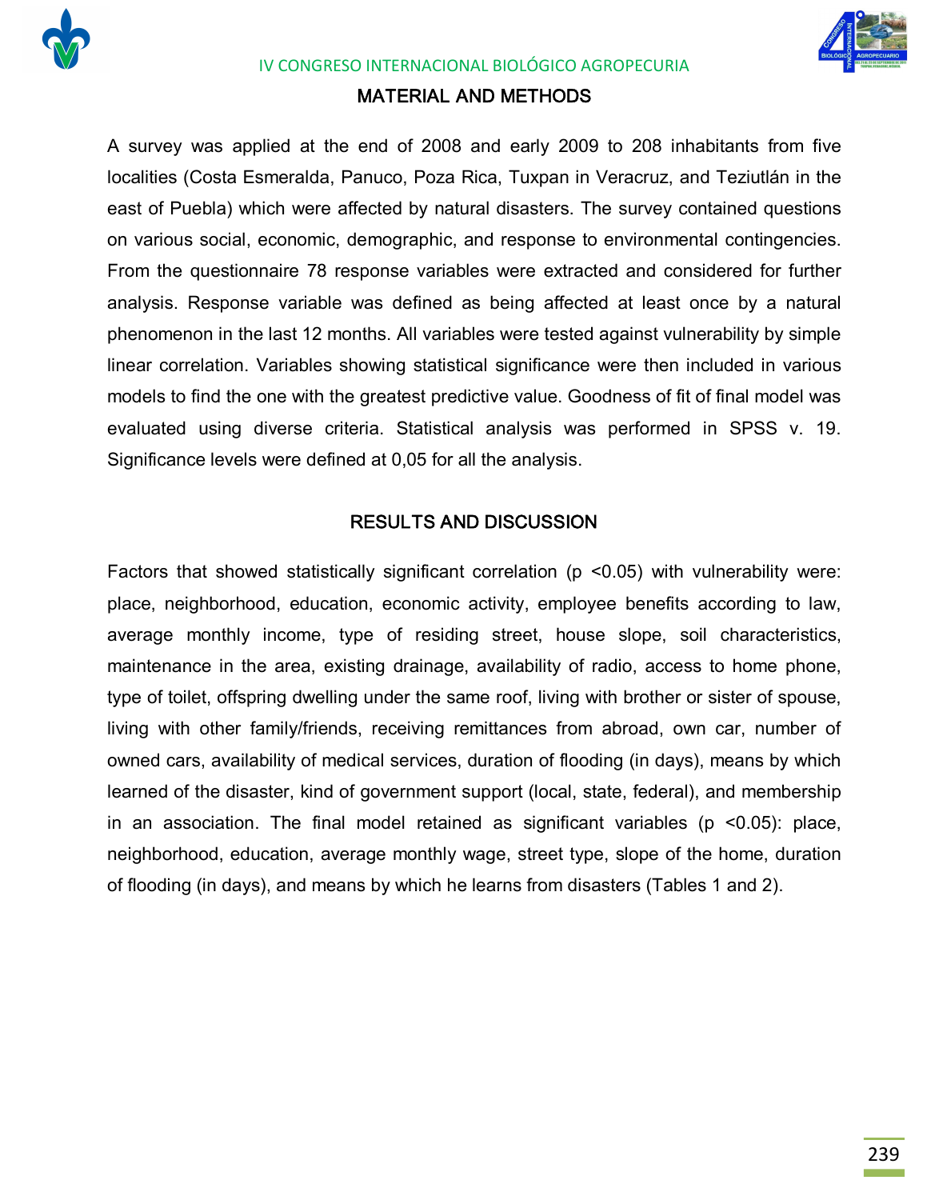## MATERIAL AND METHODS

A survey was applied at the end of 2008 and early 2009 to 208 inhabitants from five localities (Costa Esmeralda, Panuco, Poza Rica, Tuxpan in Veracruz, and Teziutlán in the east of Puebla) which were affected by natural disasters. The survey contained questions on various social, economic, demographic, and response to environmental contingencies. From the questionnaire 78 response variables were extracted and considered for further analysis. Response variable was defined as being affected at least once by a natural phenomenon in the last 12 months. All variables were tested against vulnerability by simple linear correlation. Variables showing statistical significance were then included in various models to find the one with the greatest predictive value. Goodness of fit of final model was evaluated using diverse criteria. Statistical analysis was performed in SPSS v. 19. Significance levels were defined at 0,05 for all the analysis.

## RESULTS AND DISCUSSION

Factors that showed statistically significant correlation ($p < 0.05$) with vulnerability were: place, neighborhood, education, economic activity, employee benefits according to law, average monthly income, type of residing street, house slope, soil characteristics, maintenance in the area, existing drainage, availability of radio, access to home phone, type of toilet, offspring dwelling under the same roof, living with brother or sister of spouse, living with other family/friends, receiving remittances from abroad, own car, number of owned cars, availability of medical services, duration of flooding (in days), means by which learned of the disaster, kind of government support (local, state, federal), and membership in an association. The final model retained as significant variables ($p < 0.05$): place, neighborhood, education, average monthly wage, street type, slope of the home, duration of flooding (in days), and means by which he learns from disasters (Tables 1 and 2).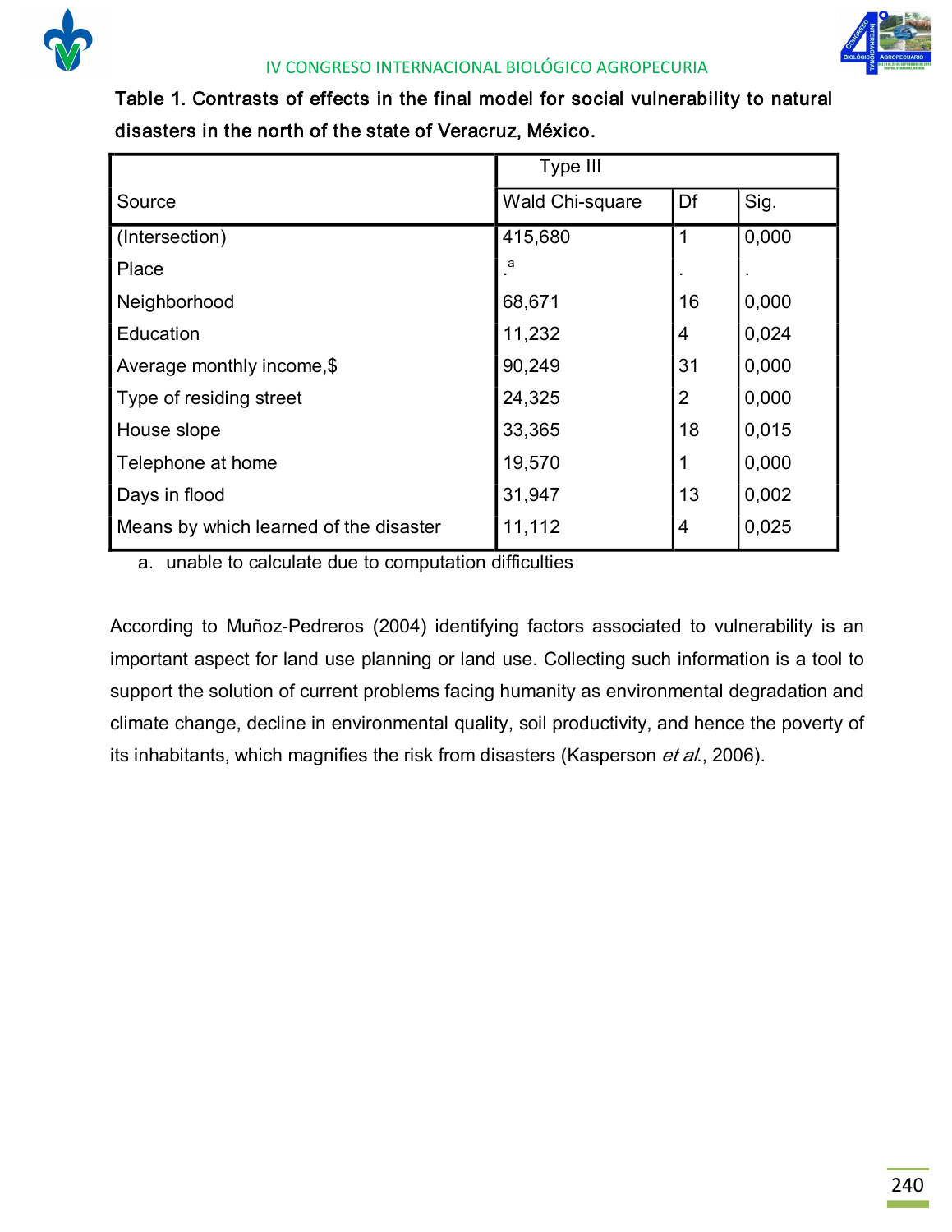**Table 1. Contrasts of effects in the final model for social vulnerability to natural disasters in the north of the state of Veracruz, México.**

| | Type III | | |
|---|---|---|---|
| Source | Wald Chi-square | Df | Sig. |
| (Intersection) | 415,680 | 1 | 0,000 |
| Place | .[a] | . | . |
| Neighborhood | 68,671 | 16 | 0,000 |
| Education | 11,232 | 4 | 0,024 |
| Average monthly income,$ | 90,249 | 31 | 0,000 |
| Type of residing street | 24,325 | 2 | 0,000 |
| House slope | 33,365 | 18 | 0,015 |
| Telephone at home | 19,570 | 1 | 0,000 |
| Days in flood | 31,947 | 13 | 0,002 |
| Means by which learned of the disaster | 11,112 | 4 | 0,025 |

a. unable to calculate due to computation difficulties

According to Muñoz-Pedreros (2004) identifying factors associated to vulnerability is an important aspect for land use planning or land use. Collecting such information is a tool to support the solution of current problems facing humanity as environmental degradation and climate change, decline in environmental quality, soil productivity, and hence the poverty of its inhabitants, which magnifies the risk from disasters (Kasperson *et al.*, 2006).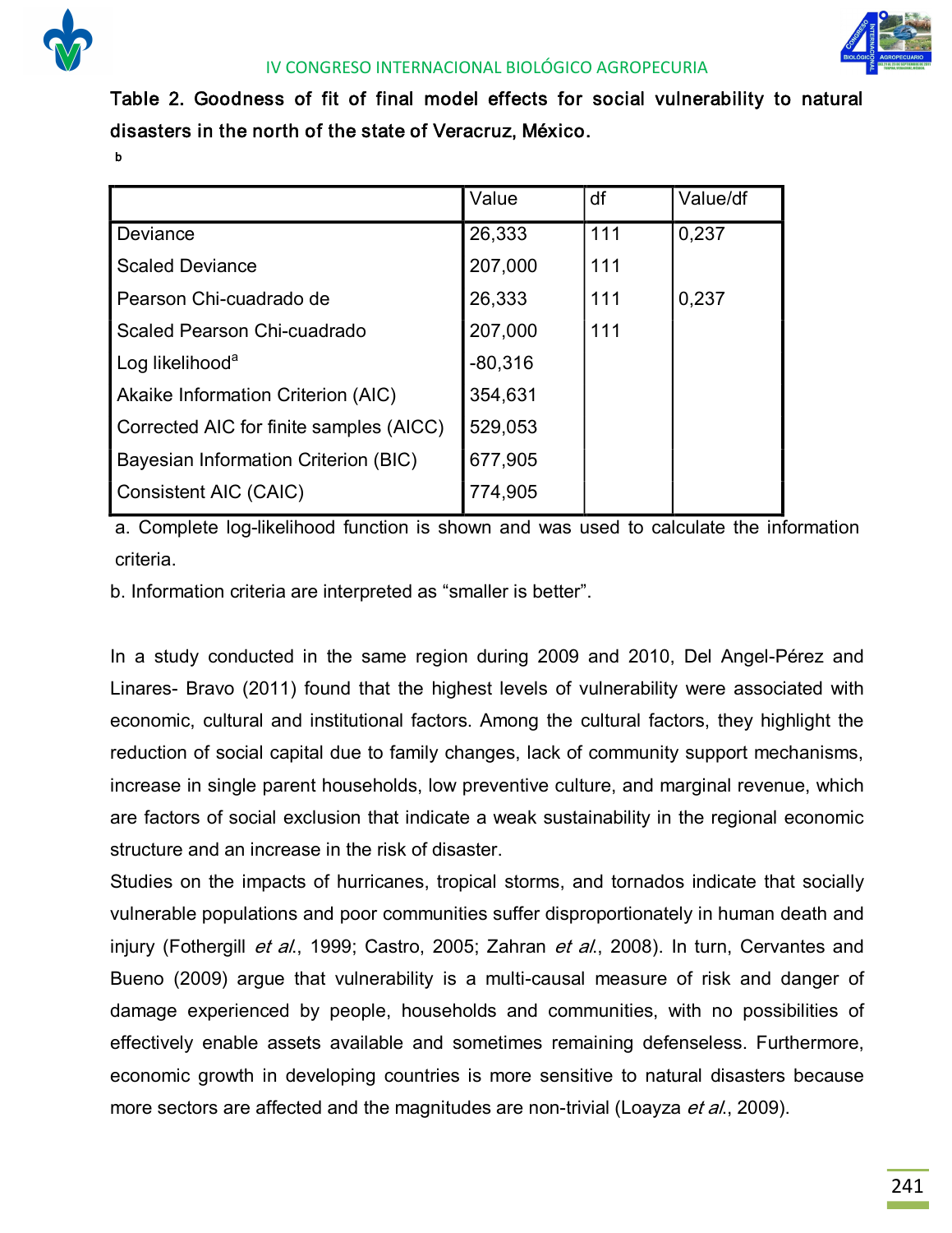Table 2. Goodness of fit of final model effects for social vulnerability to natural disasters in the north of the state of Veracruz, México.

b

| | Value | df | Value/df |
|---|---|---|---|
| Deviance | 26,333 | 111 | 0,237 |
| Scaled Deviance | 207,000 | 111 | |
| Pearson Chi-cuadrado de | 26,333 | 111 | 0,237 |
| Scaled Pearson Chi-cuadrado | 207,000 | 111 | |
| Log likelihood[a] | -80,316 | | |
| Akaike Information Criterion (AIC) | 354,631 | | |
| Corrected AIC for finite samples (AICC) | 529,053 | | |
| Bayesian Information Criterion (BIC) | 677,905 | | |
| Consistent AIC (CAIC) | 774,905 | | |

a. Complete log-likelihood function is shown and was used to calculate the information criteria.

b. Information criteria are interpreted as "smaller is better".

In a study conducted in the same region during 2009 and 2010, Del Angel-Pérez and Linares- Bravo (2011) found that the highest levels of vulnerability were associated with economic, cultural and institutional factors. Among the cultural factors, they highlight the reduction of social capital due to family changes, lack of community support mechanisms, increase in single parent households, low preventive culture, and marginal revenue, which are factors of social exclusion that indicate a weak sustainability in the regional economic structure and an increase in the risk of disaster.

Studies on the impacts of hurricanes, tropical storms, and tornados indicate that socially vulnerable populations and poor communities suffer disproportionately in human death and injury (Fothergill *et al.*, 1999; Castro, 2005; Zahran *et al.*, 2008). In turn, Cervantes and Bueno (2009) argue that vulnerability is a multi-causal measure of risk and danger of damage experienced by people, households and communities, with no possibilities of effectively enable assets available and sometimes remaining defenseless. Furthermore, economic growth in developing countries is more sensitive to natural disasters because more sectors are affected and the magnitudes are non-trivial (Loayza *et al.*, 2009).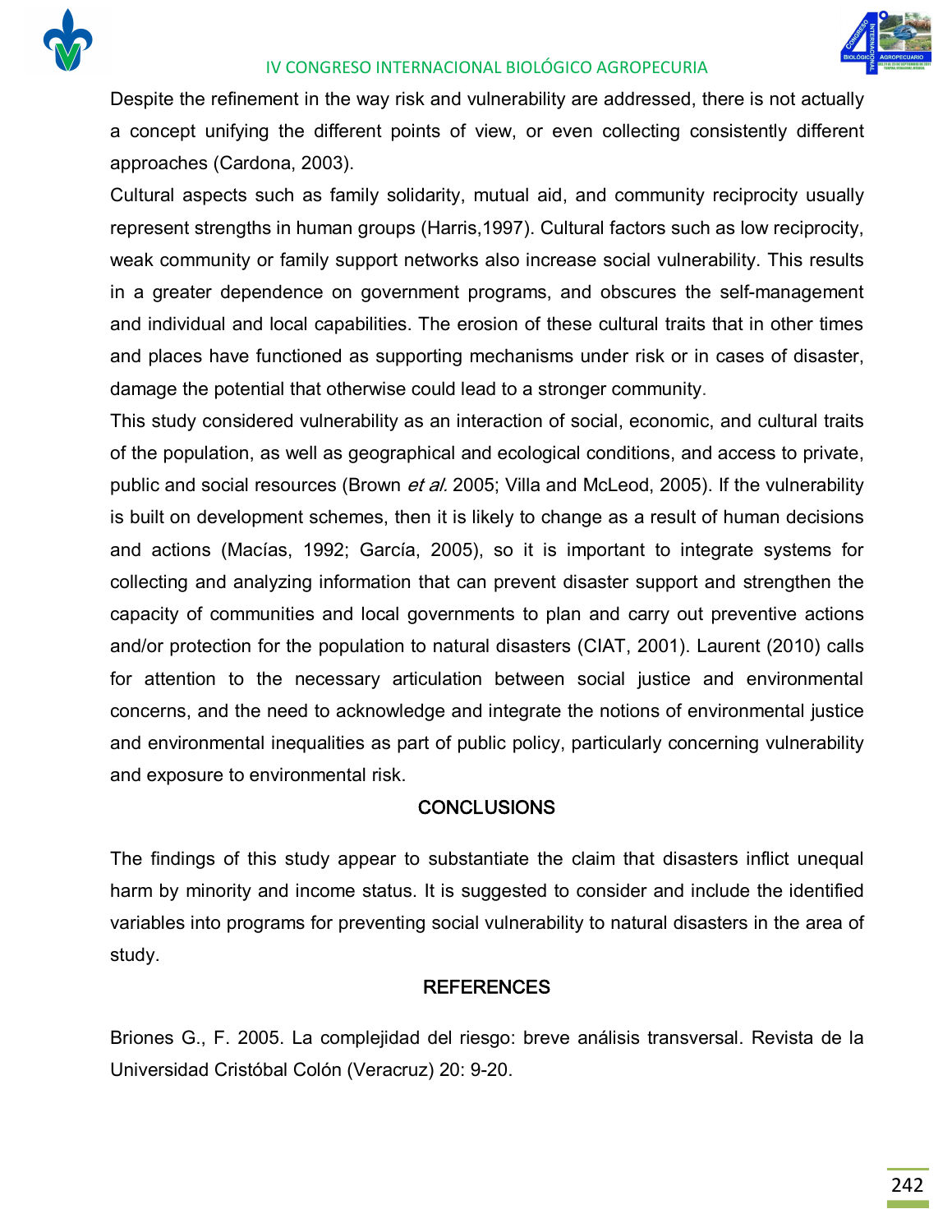Despite the refinement in the way risk and vulnerability are addressed, there is not actually a concept unifying the different points of view, or even collecting consistently different approaches (Cardona, 2003).

Cultural aspects such as family solidarity, mutual aid, and community reciprocity usually represent strengths in human groups (Harris,1997). Cultural factors such as low reciprocity, weak community or family support networks also increase social vulnerability. This results in a greater dependence on government programs, and obscures the self-management and individual and local capabilities. The erosion of these cultural traits that in other times and places have functioned as supporting mechanisms under risk or in cases of disaster, damage the potential that otherwise could lead to a stronger community.

This study considered vulnerability as an interaction of social, economic, and cultural traits of the population, as well as geographical and ecological conditions, and access to private, public and social resources (Brown *et al.* 2005; Villa and McLeod, 2005). If the vulnerability is built on development schemes, then it is likely to change as a result of human decisions and actions (Macías, 1992; García, 2005), so it is important to integrate systems for collecting and analyzing information that can prevent disaster support and strengthen the capacity of communities and local governments to plan and carry out preventive actions and/or protection for the population to natural disasters (CIAT, 2001). Laurent (2010) calls for attention to the necessary articulation between social justice and environmental concerns, and the need to acknowledge and integrate the notions of environmental justice and environmental inequalities as part of public policy, particularly concerning vulnerability and exposure to environmental risk.

## CONCLUSIONS

The findings of this study appear to substantiate the claim that disasters inflict unequal harm by minority and income status. It is suggested to consider and include the identified variables into programs for preventing social vulnerability to natural disasters in the area of study.

## REFERENCES

Briones G., F. 2005. La complejidad del riesgo: breve análisis transversal. Revista de la Universidad Cristóbal Colón (Veracruz) 20: 9-20.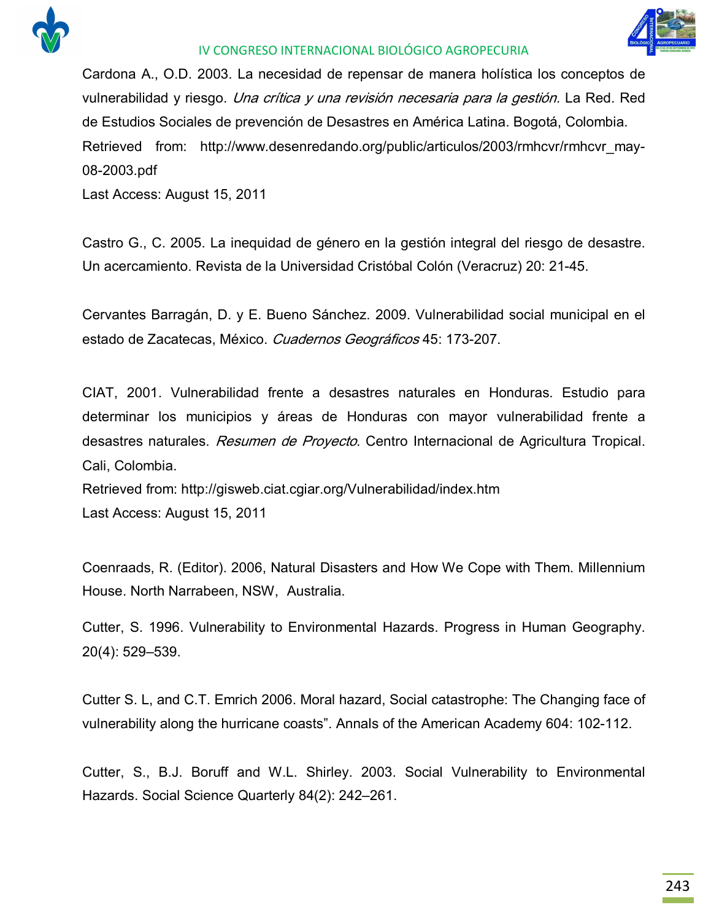Cardona A., O.D. 2003. La necesidad de repensar de manera holística los conceptos de vulnerabilidad y riesgo. *Una crítica y una revisión necesaria para la gestión.* La Red. Red de Estudios Sociales de prevención de Desastres en América Latina. Bogotá, Colombia.
Retrieved from: http://www.desenredando.org/public/articulos/2003/rmhcvr/rmhcvr_may-08-2003.pdf
Last Access: August 15, 2011

Castro G., C. 2005. La inequidad de género en la gestión integral del riesgo de desastre. Un acercamiento. Revista de la Universidad Cristóbal Colón (Veracruz) 20: 21-45.

Cervantes Barragán, D. y E. Bueno Sánchez. 2009. Vulnerabilidad social municipal en el estado de Zacatecas, México. *Cuadernos Geográficos* 45: 173-207.

CIAT, 2001. Vulnerabilidad frente a desastres naturales en Honduras. Estudio para determinar los municipios y áreas de Honduras con mayor vulnerabilidad frente a desastres naturales. *Resumen de Proyecto*. Centro Internacional de Agricultura Tropical. Cali, Colombia.
Retrieved from: http://gisweb.ciat.cgiar.org/Vulnerabilidad/index.htm
Last Access: August 15, 2011

Coenraads, R. (Editor). 2006, Natural Disasters and How We Cope with Them. Millennium House. North Narrabeen, NSW, Australia.

Cutter, S. 1996. Vulnerability to Environmental Hazards. Progress in Human Geography. 20(4): 529–539.

Cutter S. L, and C.T. Emrich 2006. Moral hazard, Social catastrophe: The Changing face of vulnerability along the hurricane coasts". Annals of the American Academy 604: 102-112.

Cutter, S., B.J. Boruff and W.L. Shirley. 2003. Social Vulnerability to Environmental Hazards. Social Science Quarterly 84(2): 242–261.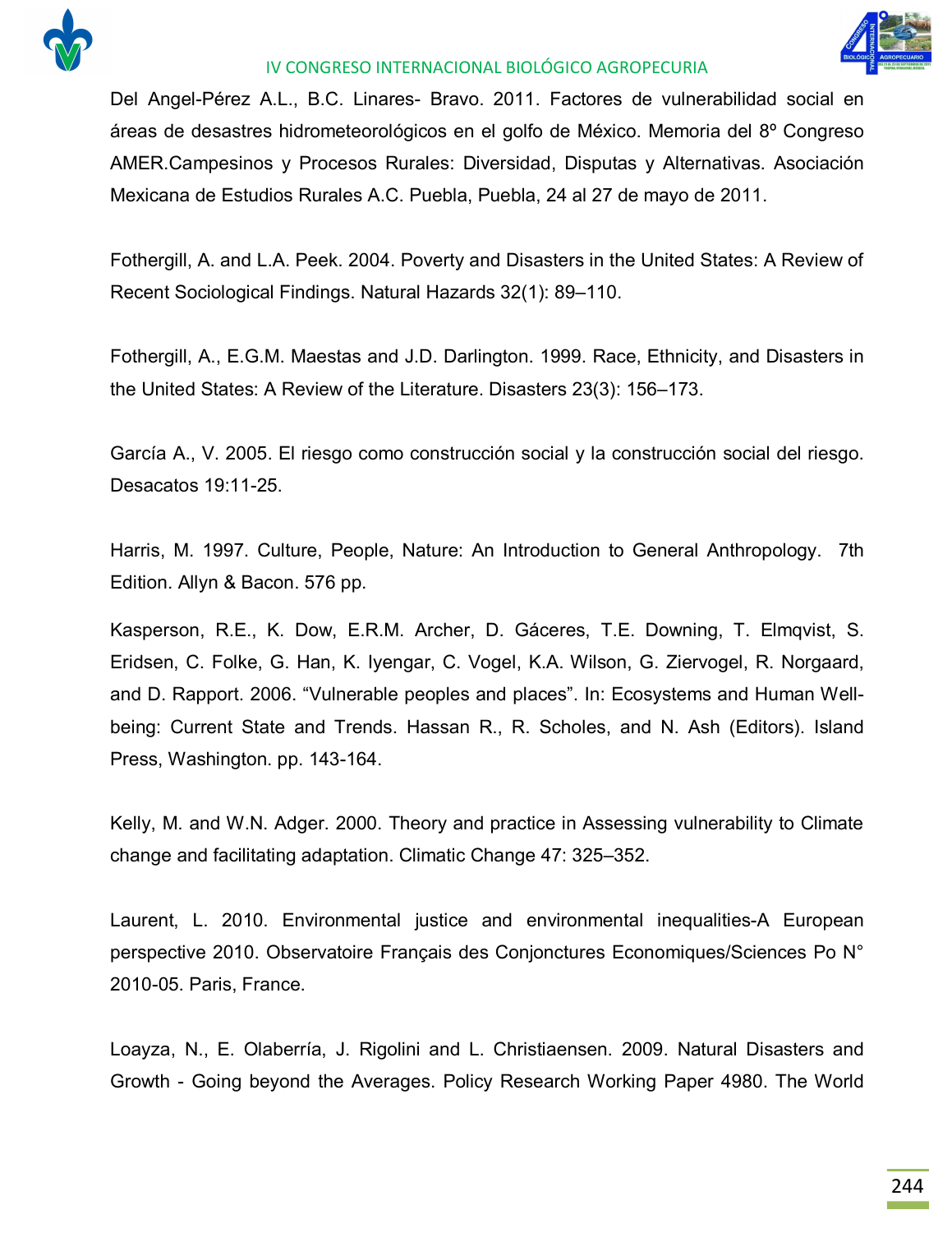Del Angel-Pérez A.L., B.C. Linares- Bravo. 2011. Factores de vulnerabilidad social en áreas de desastres hidrometeorológicos en el golfo de México. Memoria del 8º Congreso AMER.Campesinos y Procesos Rurales: Diversidad, Disputas y Alternativas. Asociación Mexicana de Estudios Rurales A.C. Puebla, Puebla, 24 al 27 de mayo de 2011.

Fothergill, A. and L.A. Peek. 2004. Poverty and Disasters in the United States: A Review of Recent Sociological Findings. Natural Hazards 32(1): 89–110.

Fothergill, A., E.G.M. Maestas and J.D. Darlington. 1999. Race, Ethnicity, and Disasters in the United States: A Review of the Literature. Disasters 23(3): 156–173.

García A., V. 2005. El riesgo como construcción social y la construcción social del riesgo. Desacatos 19:11-25.

Harris, M. 1997. Culture, People, Nature: An Introduction to General Anthropology. 7th Edition. Allyn & Bacon. 576 pp.

Kasperson, R.E., K. Dow, E.R.M. Archer, D. Gáceres, T.E. Downing, T. Elmqvist, S. Eridsen, C. Folke, G. Han, K. Iyengar, C. Vogel, K.A. Wilson, G. Ziervogel, R. Norgaard, and D. Rapport. 2006. "Vulnerable peoples and places". In: Ecosystems and Human Well-being: Current State and Trends. Hassan R., R. Scholes, and N. Ash (Editors). Island Press, Washington. pp. 143-164.

Kelly, M. and W.N. Adger. 2000. Theory and practice in Assessing vulnerability to Climate change and facilitating adaptation. Climatic Change 47: 325–352.

Laurent, L. 2010. Environmental justice and environmental inequalities-A European perspective 2010. Observatoire Français des Conjonctures Economiques/Sciences Po N° 2010-05. Paris, France.

Loayza, N., E. Olaberría, J. Rigolini and L. Christiaensen. 2009. Natural Disasters and Growth - Going beyond the Averages. Policy Research Working Paper 4980. The World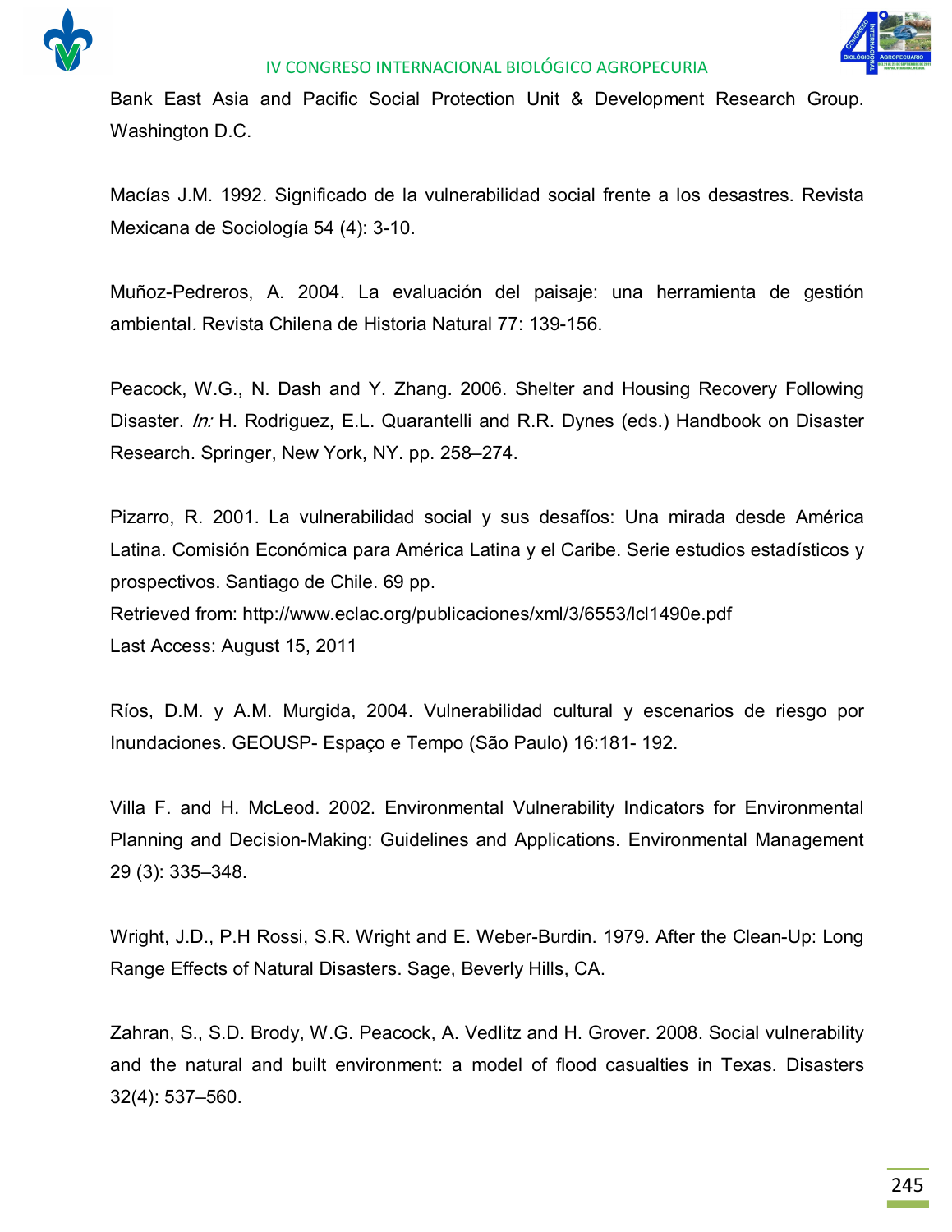Bank East Asia and Pacific Social Protection Unit & Development Research Group. Washington D.C.

Macías J.M. 1992. Significado de la vulnerabilidad social frente a los desastres. Revista Mexicana de Sociología 54 (4): 3-10.

Muñoz-Pedreros, A. 2004. La evaluación del paisaje: una herramienta de gestión ambiental. Revista Chilena de Historia Natural 77: 139-156.

Peacock, W.G., N. Dash and Y. Zhang. 2006. Shelter and Housing Recovery Following Disaster. *In:* H. Rodriguez, E.L. Quarantelli and R.R. Dynes (eds.) Handbook on Disaster Research. Springer, New York, NY. pp. 258–274.

Pizarro, R. 2001. La vulnerabilidad social y sus desafíos: Una mirada desde América Latina. Comisión Económica para América Latina y el Caribe. Serie estudios estadísticos y prospectivos. Santiago de Chile. 69 pp.
Retrieved from: http://www.eclac.org/publicaciones/xml/3/6553/lcl1490e.pdf
Last Access: August 15, 2011

Ríos, D.M. y A.M. Murgida, 2004. Vulnerabilidad cultural y escenarios de riesgo por Inundaciones. GEOUSP- Espaço e Tempo (São Paulo) 16:181- 192.

Villa F. and H. McLeod. 2002. Environmental Vulnerability Indicators for Environmental Planning and Decision-Making: Guidelines and Applications. Environmental Management 29 (3): 335–348.

Wright, J.D., P.H Rossi, S.R. Wright and E. Weber-Burdin. 1979. After the Clean-Up: Long Range Effects of Natural Disasters. Sage, Beverly Hills, CA.

Zahran, S., S.D. Brody, W.G. Peacock, A. Vedlitz and H. Grover. 2008. Social vulnerability and the natural and built environment: a model of flood casualties in Texas. Disasters 32(4): 537–560.